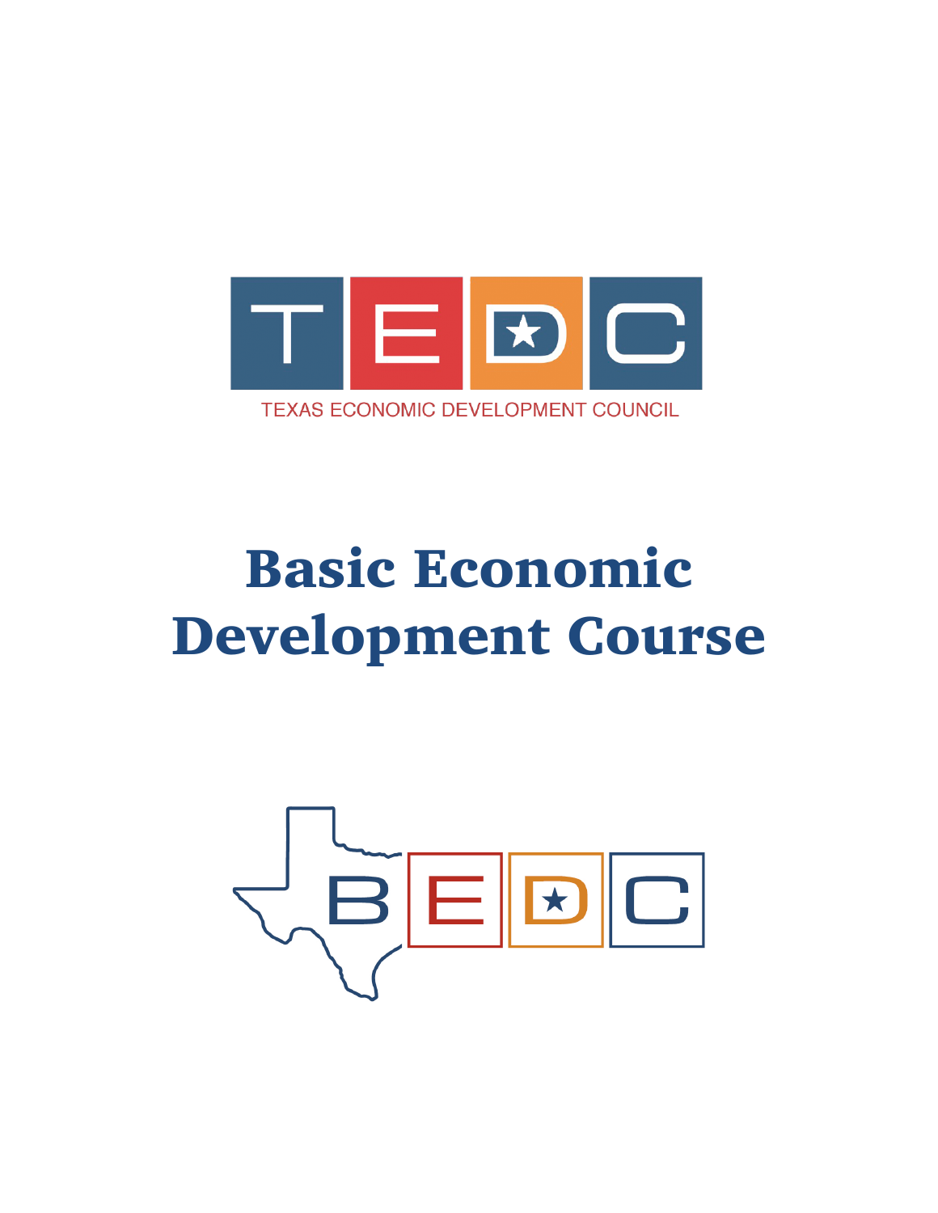TEDC

TEXAS ECONOMIC DEVELOPMENT COUNCIL

# Basic Economic Development Course

BEDC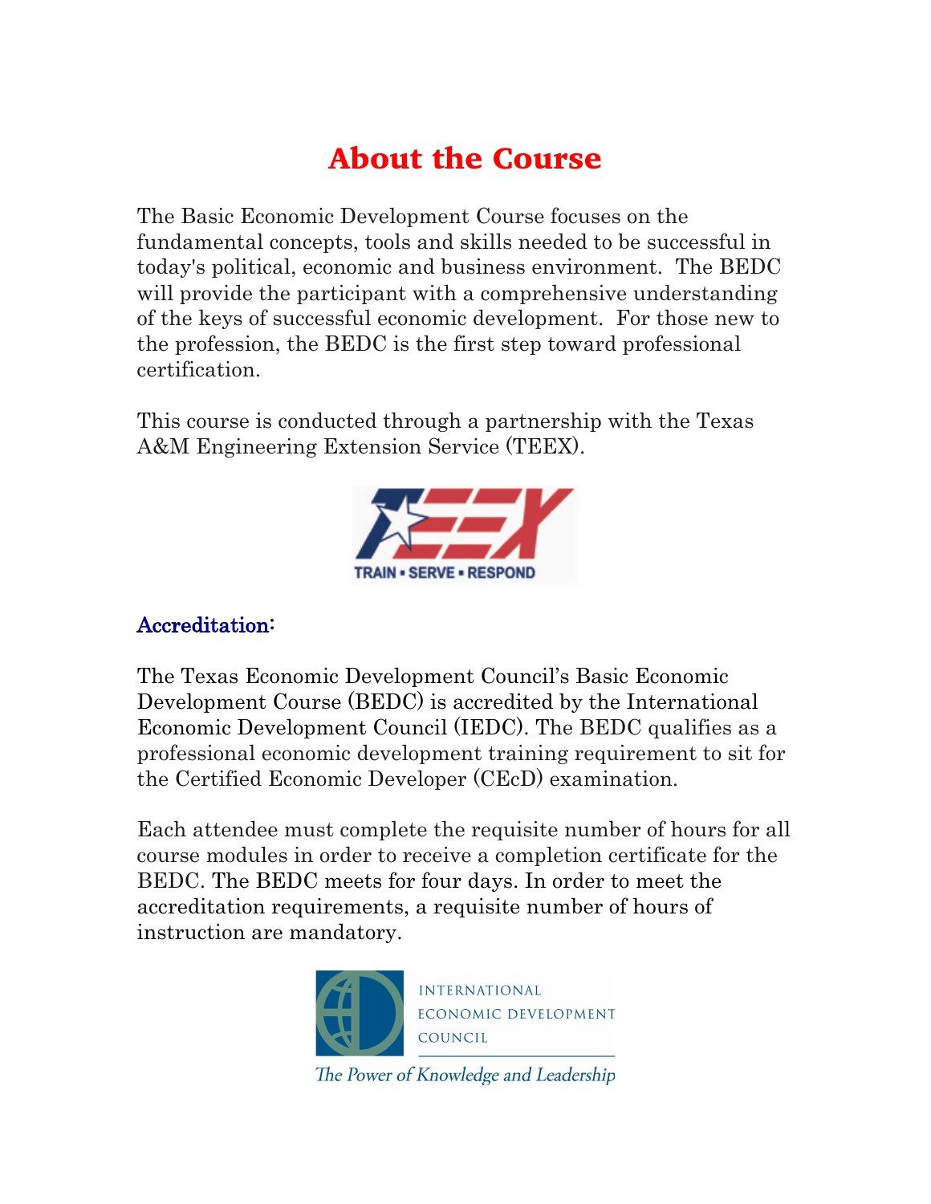# About the Course

The Basic Economic Development Course focuses on the fundamental concepts, tools and skills needed to be successful in today's political, economic and business environment. The BEDC will provide the participant with a comprehensive understanding of the keys of successful economic development. For those new to the profession, the BEDC is the first step toward professional certification.

This course is conducted through a partnership with the Texas A&M Engineering Extension Service (TEEX).

## Accreditation:

The Texas Economic Development Council's Basic Economic Development Course (BEDC) is accredited by the International Economic Development Council (IEDC). The BEDC qualifies as a professional economic development training requirement to sit for the Certified Economic Developer (CEcD) examination.

Each attendee must complete the requisite number of hours for all course modules in order to receive a completion certificate for the BEDC. The BEDC meets for four days. In order to meet the accreditation requirements, a requisite number of hours of instruction are mandatory.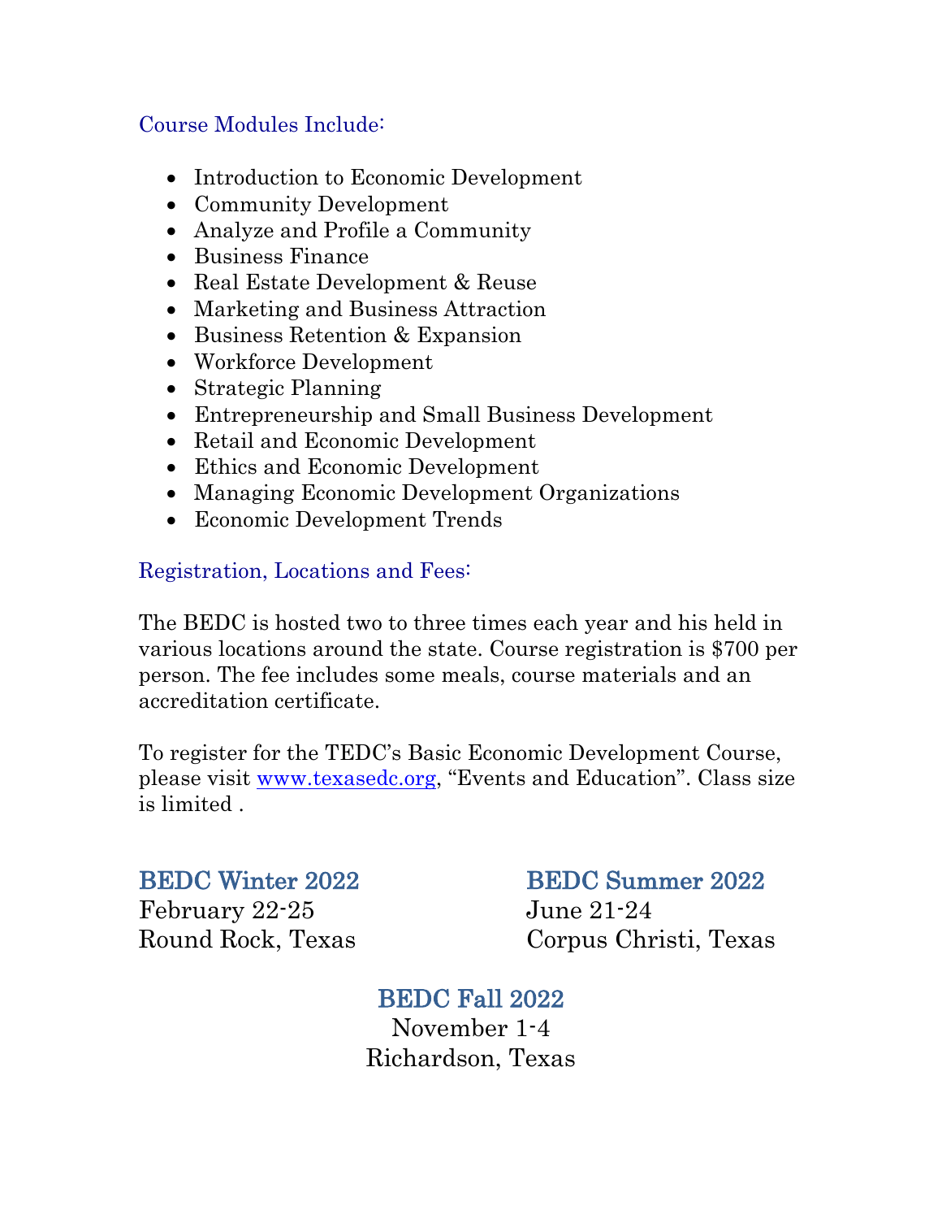## Course Modules Include:

- Introduction to Economic Development
- Community Development
- Analyze and Profile a Community
- Business Finance
- Real Estate Development & Reuse
- Marketing and Business Attraction
- Business Retention & Expansion
- Workforce Development
- Strategic Planning
- Entrepreneurship and Small Business Development
- Retail and Economic Development
- Ethics and Economic Development
- Managing Economic Development Organizations
- Economic Development Trends

## Registration, Locations and Fees:

The BEDC is hosted two to three times each year and his held in various locations around the state. Course registration is $700 per person. The fee includes some meals, course materials and an accreditation certificate.

To register for the TEDC's Basic Economic Development Course, please visit www.texasedc.org, "Events and Education". Class size is limited .

### BEDC Winter 2022

February 22-25
Round Rock, Texas

### BEDC Summer 2022

June 21-24
Corpus Christi, Texas

### BEDC Fall 2022

November 1-4
Richardson, Texas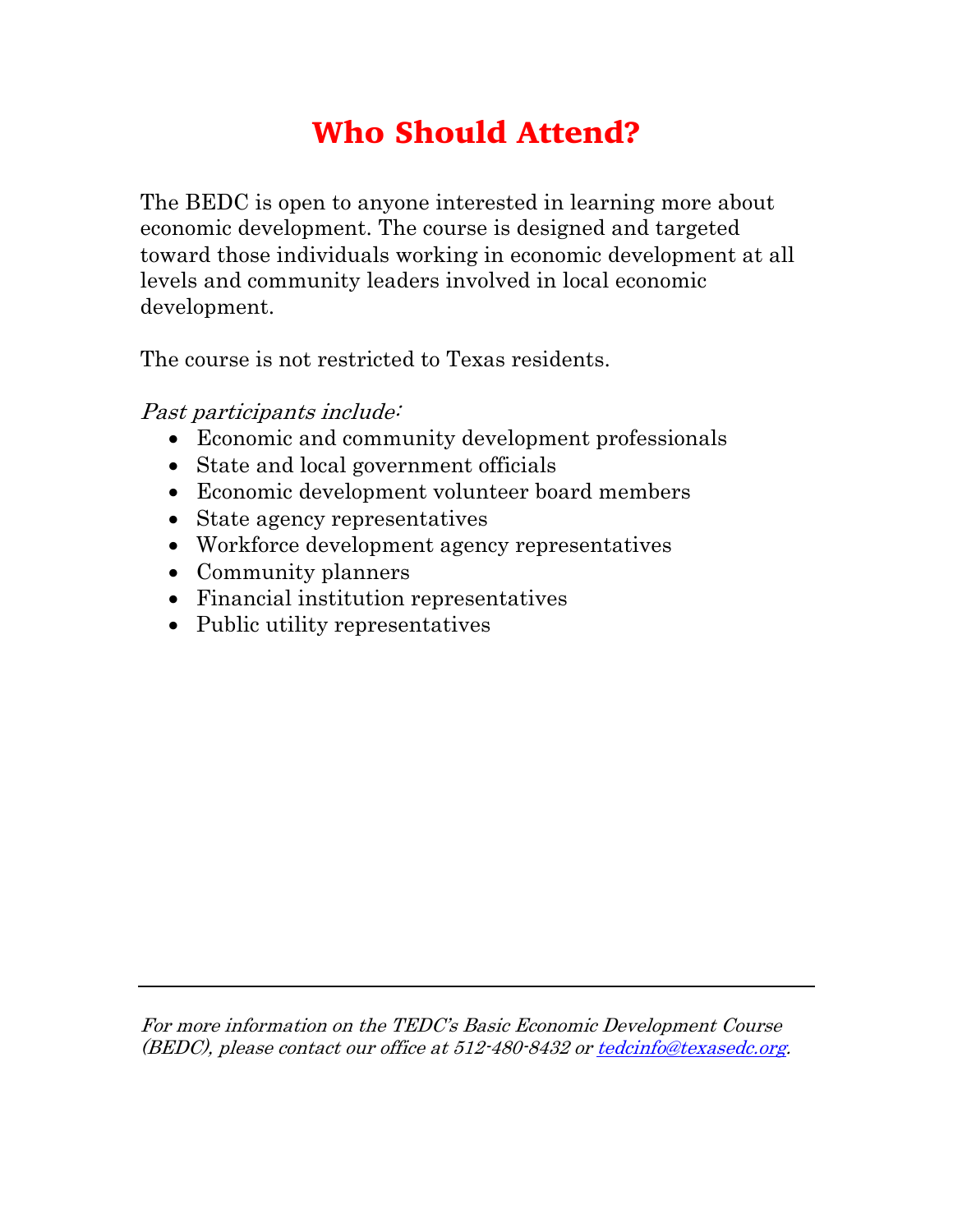# Who Should Attend?

The BEDC is open to anyone interested in learning more about economic development. The course is designed and targeted toward those individuals working in economic development at all levels and community leaders involved in local economic development.

The course is not restricted to Texas residents.

*Past participants include:*

- Economic and community development professionals
- State and local government officials
- Economic development volunteer board members
- State agency representatives
- Workforce development agency representatives
- Community planners
- Financial institution representatives
- Public utility representatives

---

*For more information on the TEDC's Basic Economic Development Course (BEDC), please contact our office at 512-480-8432 or [tedcinfo@texasedc.org](mailto:tedcinfo@texasedc.org).*